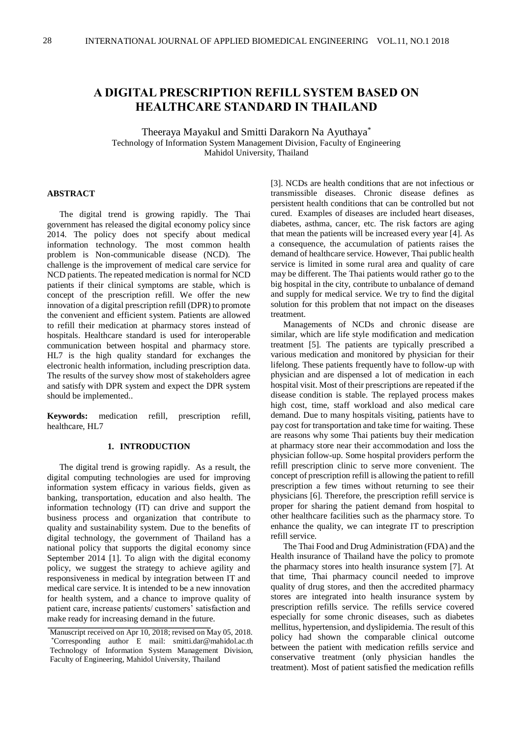# A DIGITAL PRESCRIPTION REFILL SYSTEM BASED ON HEALTHCARE STANDARD IN THAILAND

Theeraya Mayakul and Smitti Darakorn Na Ayuthaya[*]
Technology of Information System Management Division, Faculty of Engineering
Mahidol University, Thailand

## ABSTRACT

The digital trend is growing rapidly. The Thai government has released the digital economy policy since 2014. The policy does not specify about medical information technology. The most common health problem is Non-communicable disease (NCD). The challenge is the improvement of medical care service for NCD patients. The repeated medication is normal for NCD patients if their clinical symptoms are stable, which is concept of the prescription refill. We offer the new innovation of a digital prescription refill (DPR) to promote the convenient and efficient system. Patients are allowed to refill their medication at pharmacy stores instead of hospitals. Healthcare standard is used for interoperable communication between hospital and pharmacy store. HL7 is the high quality standard for exchanges the electronic health information, including prescription data. The results of the survey show most of stakeholders agree and satisfy with DPR system and expect the DPR system should be implemented..

**Keywords:** medication refill, prescription refill, healthcare, HL7

## 1. INTRODUCTION

The digital trend is growing rapidly. As a result, the digital computing technologies are used for improving information system efficacy in various fields, given as banking, transportation, education and also health. The information technology (IT) can drive and support the business process and organization that contribute to quality and sustainability system. Due to the benefits of digital technology, the government of Thailand has a national policy that supports the digital economy since September 2014 [1]. To align with the digital economy policy, we suggest the strategy to achieve agility and responsiveness in medical by integration between IT and medical care service. It is intended to be a new innovation for health system, and a chance to improve quality of patient care, increase patients/ customers' satisfaction and make ready for increasing demand in the future.

[3]. NCDs are health conditions that are not infectious or transmissible diseases. Chronic disease defines as persistent health conditions that can be controlled but not cured. Examples of diseases are included heart diseases, diabetes, asthma, cancer, etc. The risk factors are aging that mean the patients will be increased every year [4]. As a consequence, the accumulation of patients raises the demand of healthcare service. However, Thai public health service is limited in some rural area and quality of care may be different. The Thai patients would rather go to the big hospital in the city, contribute to unbalance of demand and supply for medical service. We try to find the digital solution for this problem that not impact on the diseases treatment.

Managements of NCDs and chronic disease are similar, which are life style modification and medication treatment [5]. The patients are typically prescribed a various medication and monitored by physician for their lifelong. These patients frequently have to follow-up with physician and are dispensed a lot of medication in each hospital visit. Most of their prescriptions are repeated if the disease condition is stable. The replayed process makes high cost, time, staff workload and also medical care demand. Due to many hospitals visiting, patients have to pay cost for transportation and take time for waiting. These are reasons why some Thai patients buy their medication at pharmacy store near their accommodation and loss the physician follow-up. Some hospital providers perform the refill prescription clinic to serve more convenient. The concept of prescription refill is allowing the patient to refill prescription a few times without returning to see their physicians [6]. Therefore, the prescription refill service is proper for sharing the patient demand from hospital to other healthcare facilities such as the pharmacy store. To enhance the quality, we can integrate IT to prescription refill service.

The Thai Food and Drug Administration (FDA) and the Health insurance of Thailand have the policy to promote the pharmacy stores into health insurance system [7]. At that time, Thai pharmacy council needed to improve quality of drug stores, and then the accredited pharmacy stores are integrated into health insurance system by prescription refills service. The refills service covered especially for some chronic diseases, such as diabetes mellitus, hypertension, and dyslipidemia. The result of this policy had shown the comparable clinical outcome between the patient with medication refills service and conservative treatment (only physician handles the treatment). Most of patient satisfied the medication refills

---

Manuscript received on Apr 10, 2018; revised on May 05, 2018.
[*]Corresponding author E mail: smitti.dar@mahidol.ac.th Technology of Information System Management Division, Faculty of Engineering, Mahidol University, Thailand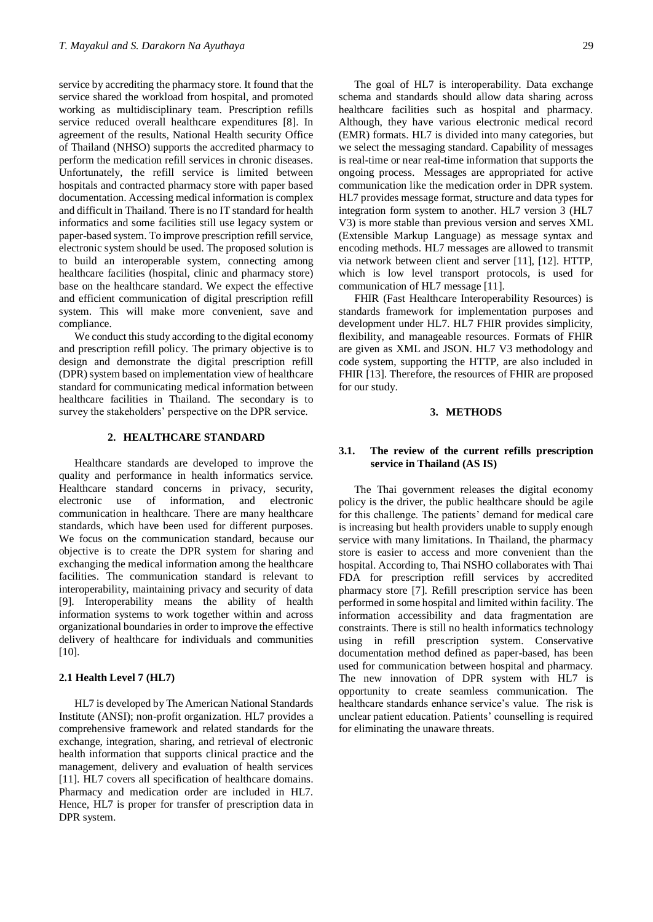service by accrediting the pharmacy store. It found that the service shared the workload from hospital, and promoted working as multidisciplinary team. Prescription refills service reduced overall healthcare expenditures [8]. In agreement of the results, National Health security Office of Thailand (NHSO) supports the accredited pharmacy to perform the medication refill services in chronic diseases. Unfortunately, the refill service is limited between hospitals and contracted pharmacy store with paper based documentation. Accessing medical information is complex and difficult in Thailand. There is no IT standard for health informatics and some facilities still use legacy system or paper-based system. To improve prescription refill service, electronic system should be used. The proposed solution is to build an interoperable system, connecting among healthcare facilities (hospital, clinic and pharmacy store) base on the healthcare standard. We expect the effective and efficient communication of digital prescription refill system. This will make more convenient, save and compliance.

We conduct this study according to the digital economy and prescription refill policy. The primary objective is to design and demonstrate the digital prescription refill (DPR) system based on implementation view of healthcare standard for communicating medical information between healthcare facilities in Thailand. The secondary is to survey the stakeholders' perspective on the DPR service.

## 2. HEALTHCARE STANDARD

Healthcare standards are developed to improve the quality and performance in health informatics service. Healthcare standard concerns in privacy, security, electronic use of information, and electronic communication in healthcare. There are many healthcare standards, which have been used for different purposes. We focus on the communication standard, because our objective is to create the DPR system for sharing and exchanging the medical information among the healthcare facilities. The communication standard is relevant to interoperability, maintaining privacy and security of data [9]. Interoperability means the ability of health information systems to work together within and across organizational boundaries in order to improve the effective delivery of healthcare for individuals and communities [10].

### 2.1 Health Level 7 (HL7)

HL7 is developed by The American National Standards Institute (ANSI); non-profit organization. HL7 provides a comprehensive framework and related standards for the exchange, integration, sharing, and retrieval of electronic health information that supports clinical practice and the management, delivery and evaluation of health services [11]. HL7 covers all specification of healthcare domains. Pharmacy and medication order are included in HL7. Hence, HL7 is proper for transfer of prescription data in DPR system.

The goal of HL7 is interoperability. Data exchange schema and standards should allow data sharing across healthcare facilities such as hospital and pharmacy. Although, they have various electronic medical record (EMR) formats. HL7 is divided into many categories, but we select the messaging standard. Capability of messages is real-time or near real-time information that supports the ongoing process. Messages are appropriated for active communication like the medication order in DPR system. HL7 provides message format, structure and data types for integration form system to another. HL7 version 3 (HL7 V3) is more stable than previous version and serves XML (Extensible Markup Language) as message syntax and encoding methods. HL7 messages are allowed to transmit via network between client and server [11], [12]. HTTP, which is low level transport protocols, is used for communication of HL7 message [11].

FHIR (Fast Healthcare Interoperability Resources) is standards framework for implementation purposes and development under HL7. HL7 FHIR provides simplicity, flexibility, and manageable resources. Formats of FHIR are given as XML and JSON. HL7 V3 methodology and code system, supporting the HTTP, are also included in FHIR [13]. Therefore, the resources of FHIR are proposed for our study.

## 3. METHODS

### 3.1. The review of the current refills prescription service in Thailand (AS IS)

The Thai government releases the digital economy policy is the driver, the public healthcare should be agile for this challenge. The patients' demand for medical care is increasing but health providers unable to supply enough service with many limitations. In Thailand, the pharmacy store is easier to access and more convenient than the hospital. According to, Thai NSHO collaborates with Thai FDA for prescription refill services by accredited pharmacy store [7]. Refill prescription service has been performed in some hospital and limited within facility. The information accessibility and data fragmentation are constraints. There is still no health informatics technology using in refill prescription system. Conservative documentation method defined as paper-based, has been used for communication between hospital and pharmacy. The new innovation of DPR system with HL7 is opportunity to create seamless communication. The healthcare standards enhance service's value. The risk is unclear patient education. Patients' counselling is required for eliminating the unaware threats.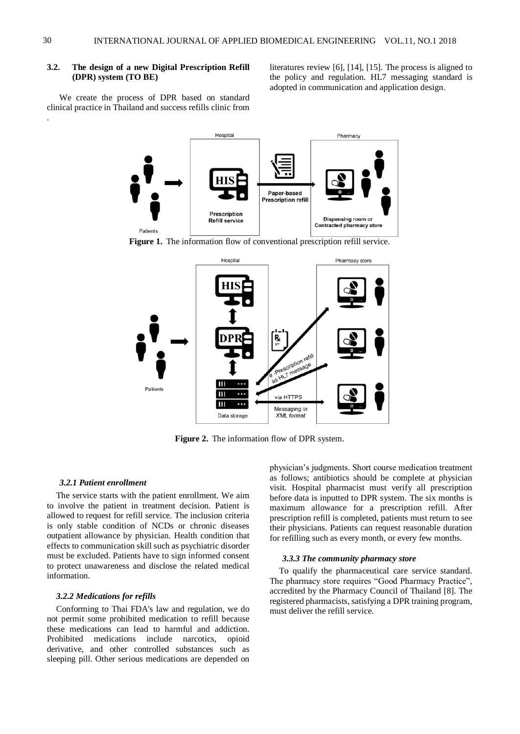### 3.2. The design of a new Digital Prescription Refill (DPR) system (TO BE)

We create the process of DPR based on standard clinical practice in Thailand and success refills clinic from literatures review [6], [14], [15]. The process is aligned to the policy and regulation. HL7 messaging standard is adopted in communication and application design.

**Figure 1.** The information flow of conventional prescription refill service.

**Figure 2.** The information flow of DPR system.

#### *3.2.1 Patient enrollment*

The service starts with the patient enrollment. We aim to involve the patient in treatment decision. Patient is allowed to request for refill service. The inclusion criteria is only stable condition of NCDs or chronic diseases outpatient allowance by physician. Health condition that effects to communication skill such as psychiatric disorder must be excluded. Patients have to sign informed consent to protect unawareness and disclose the related medical information.

#### *3.2.2 Medications for refills*

Conforming to Thai FDA's law and regulation, we do not permit some prohibited medication to refill because these medications can lead to harmful and addiction. Prohibited medications include narcotics, opioid derivative, and other controlled substances such as sleeping pill. Other serious medications are depended on physician's judgments. Short course medication treatment as follows; antibiotics should be complete at physician visit. Hospital pharmacist must verify all prescription before data is inputted to DPR system. The six months is maximum allowance for a prescription refill. After prescription refill is completed, patients must return to see their physicians. Patients can request reasonable duration for refilling such as every month, or every few months.

#### *3.3.3 The community pharmacy store*

To qualify the pharmaceutical care service standard. The pharmacy store requires "Good Pharmacy Practice", accredited by the Pharmacy Council of Thailand [8]. The registered pharmacists, satisfying a DPR training program, must deliver the refill service.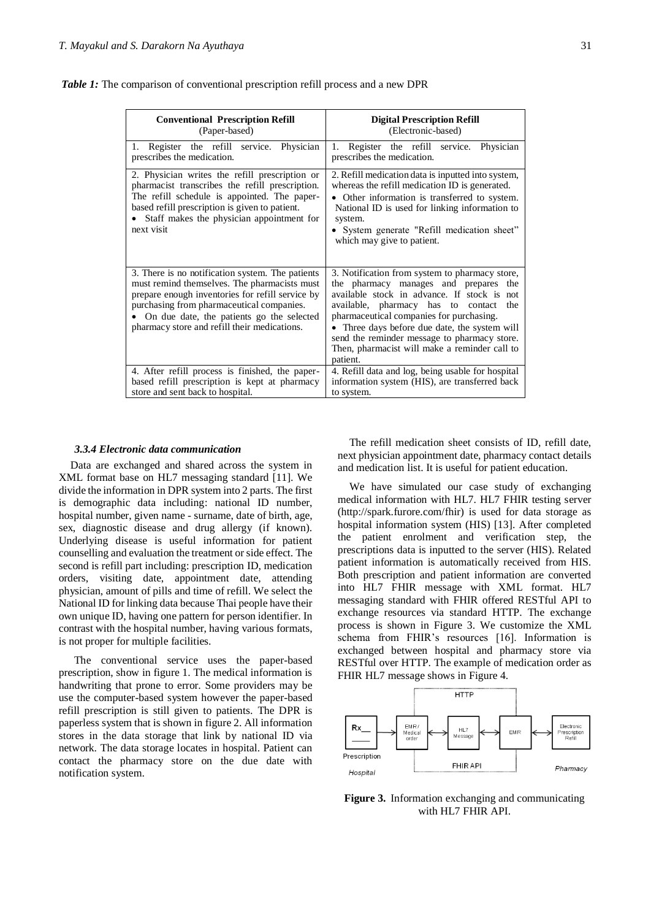*Table 1:* The comparison of conventional prescription refill process and a new DPR

| **Conventional Prescription Refill** (Paper-based) | **Digital Prescription Refill** (Electronic-based) |
| --- | --- |
| 1. Register the refill service. Physician prescribes the medication. | 1. Register the refill service. Physician prescribes the medication. |
| 2. Physician writes the refill prescription or pharmacist transcribes the refill prescription. The refill schedule is appointed. The paper-based refill prescription is given to patient. • Staff makes the physician appointment for next visit | 2. Refill medication data is inputted into system, whereas the refill medication ID is generated. • Other information is transferred to system. National ID is used for linking information to system. • System generate "Refill medication sheet" which may give to patient. |
| 3. There is no notification system. The patients must remind themselves. The pharmacists must prepare enough inventories for refill service by purchasing from pharmaceutical companies. • On due date, the patients go the selected pharmacy store and refill their medications. | 3. Notification from system to pharmacy store, the pharmacy manages and prepares the available stock in advance. If stock is not available, pharmacy has to contact the pharmaceutical companies for purchasing. • Three days before due date, the system will send the reminder message to pharmacy store. Then, pharmacist will make a reminder call to patient. |
| 4. After refill process is finished, the paper-based refill prescription is kept at pharmacy store and sent back to hospital. | 4. Refill data and log, being usable for hospital information system (HIS), are transferred back to system. |

#### *3.3.4 Electronic data communication*

Data are exchanged and shared across the system in XML format base on HL7 messaging standard [11]. We divide the information in DPR system into 2 parts. The first is demographic data including: national ID number, hospital number, given name - surname, date of birth, age, sex, diagnostic disease and drug allergy (if known). Underlying disease is useful information for patient counselling and evaluation the treatment or side effect. The second is refill part including: prescription ID, medication orders, visiting date, appointment date, attending physician, amount of pills and time of refill. We select the National ID for linking data because Thai people have their own unique ID, having one pattern for person identifier. In contrast with the hospital number, having various formats, is not proper for multiple facilities.

The conventional service uses the paper-based prescription, show in figure 1. The medical information is handwriting that prone to error. Some providers may be use the computer-based system however the paper-based refill prescription is still given to patients. The DPR is paperless system that is shown in figure 2. All information stores in the data storage that link by national ID via network. The data storage locates in hospital. Patient can contact the pharmacy store on the due date with notification system.

The refill medication sheet consists of ID, refill date, next physician appointment date, pharmacy contact details and medication list. It is useful for patient education.

We have simulated our case study of exchanging medical information with HL7. HL7 FHIR testing server (http://spark.furore.com/fhir) is used for data storage as hospital information system (HIS) [13]. After completed the patient enrolment and verification step, the prescriptions data is inputted to the server (HIS). Related patient information is automatically received from HIS. Both prescription and patient information are converted into HL7 FHIR message with XML format. HL7 messaging standard with FHIR offered RESTful API to exchange resources via standard HTTP. The exchange process is shown in Figure 3. We customize the XML schema from FHIR's resources [16]. Information is exchanged between hospital and pharmacy store via RESTful over HTTP. The example of medication order as FHIR HL7 message shows in Figure 4.

**Figure 3.** Information exchanging and communicating with HL7 FHIR API.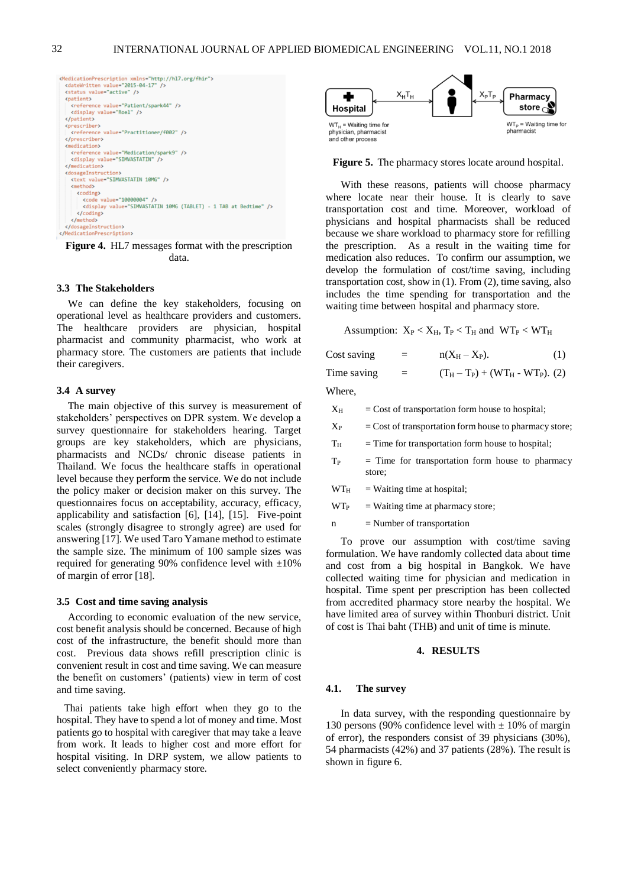```
<MedicationPrescription xmlns="http://hl7.org/fhir">
  <dateWritten value="2015-04-17" />
  <status value="active" />
  <patient>
    <reference value="Patient/spark44" />
    <display value="Roel" />
  </patient>
  <prescriber>
    <reference value="Practitioner/f002" />
  </prescriber>
  <medication>
    <reference value="Medication/spark9" />
    <display value="SIMVASTATIN" />
  </medication>
  <dosageInstruction>
    <text value="SIMVASTATIN 10MG" />
    <method>
      <coding>
        <code value="10000004" />
        <display value="SIMVASTATIN 10MG (TABLET) - 1 TAB at Bedtime" />
      </coding>
    </method>
  </dosageInstruction>
</MedicationPrescription>
```

**Figure 4.** HL7 messages format with the prescription data.

### 3.3 The Stakeholders

We can define the key stakeholders, focusing on operational level as healthcare providers and customers. The healthcare providers are physician, hospital pharmacist and community pharmacist, who work at pharmacy store. The customers are patients that include their caregivers.

### 3.4 A survey

The main objective of this survey is measurement of stakeholders' perspectives on DPR system. We develop a survey questionnaire for stakeholders hearing. Target groups are key stakeholders, which are physicians, pharmacists and NCDs/ chronic disease patients in Thailand. We focus the healthcare staffs in operational level because they perform the service. We do not include the policy maker or decision maker on this survey. The questionnaires focus on acceptability, accuracy, efficacy, applicability and satisfaction [6], [14], [15]. Five-point scales (strongly disagree to strongly agree) are used for answering [17]. We used Taro Yamane method to estimate the sample size. The minimum of 100 sample sizes was required for generating 90% confidence level with ±10% of margin of error [18].

### 3.5 Cost and time saving analysis

According to economic evaluation of the new service, cost benefit analysis should be concerned. Because of high cost of the infrastructure, the benefit should more than cost. Previous data shows refill prescription clinic is convenient result in cost and time saving. We can measure the benefit on customers' (patients) view in term of cost and time saving.

Thai patients take high effort when they go to the hospital. They have to spend a lot of money and time. Most patients go to hospital with caregiver that may take a leave from work. It leads to higher cost and more effort for hospital visiting. In DRP system, we allow patients to select conveniently pharmacy store.

Hospital — $X_HT_H$ — Home — $X_PT_P$ — Pharmacy store

$WT_H$ = Waiting time for physician, pharmacist and other process

$WT_P$ = Waiting time for pharmacist

**Figure 5.** The pharmacy stores locate around hospital.

With these reasons, patients will choose pharmacy where locate near their house. It is clearly to save transportation cost and time. Moreover, workload of physicians and hospital pharmacists shall be reduced because we share workload to pharmacy store for refilling the prescription. As a result in the waiting time for medication also reduces. To confirm our assumption, we develop the formulation of cost/time saving, including transportation cost, show in (1). From (2), time saving, also includes the time spending for transportation and the waiting time between hospital and pharmacy store.

Assumption: $X_P < X_H$, $T_P < T_H$ and $WT_P < WT_H$

$$\text{Cost saving} = n(X_H - X_P). \quad (1)$$

$$\text{Time saving} = (T_H - T_P) + (WT_H - WT_P). \quad (2)$$

Where,

- $X_H$ = Cost of transportation form house to hospital;
- $X_P$ = Cost of transportation form house to pharmacy store;
- $T_H$ = Time for transportation form house to hospital;
- $T_P$ = Time for transportation form house to pharmacy store;
- $WT_H$ = Waiting time at hospital;
- $WT_P$ = Waiting time at pharmacy store;
- $n$ = Number of transportation

To prove our assumption with cost/time saving formulation. We have randomly collected data about time and cost from a big hospital in Bangkok. We have collected waiting time for physician and medication in hospital. Time spent per prescription has been collected from accredited pharmacy store nearby the hospital. We have limited area of survey within Thonburi district. Unit of cost is Thai baht (THB) and unit of time is minute.

## 4. RESULTS

### 4.1. The survey

In data survey, with the responding questionnaire by 130 persons (90% confidence level with ± 10% of margin of error), the responders consist of 39 physicians (30%), 54 pharmacists (42%) and 37 patients (28%). The result is shown in figure 6.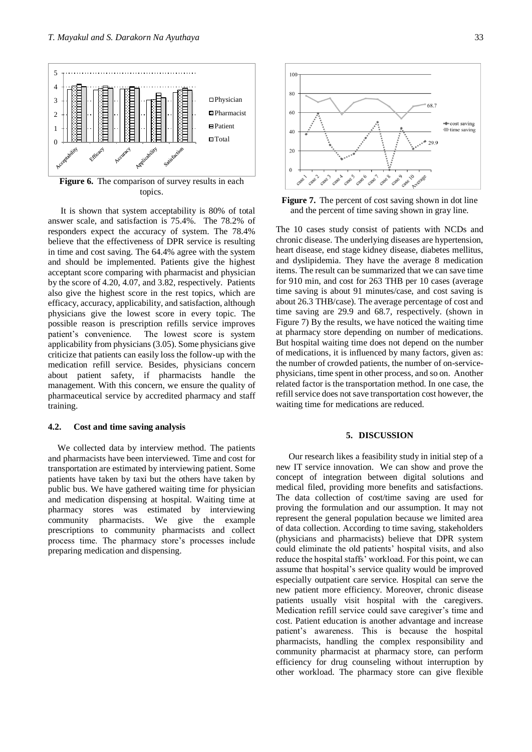**Figure 6.** The comparison of survey results in each topics.

It is shown that system acceptability is 80% of total answer scale, and satisfaction is 75.4%. The 78.2% of responders expect the accuracy of system. The 78.4% believe that the effectiveness of DPR service is resulting in time and cost saving. The 64.4% agree with the system and should be implemented. Patients give the highest acceptant score comparing with pharmacist and physician by the score of 4.20, 4.07, and 3.82, respectively. Patients also give the highest score in the rest topics, which are efficacy, accuracy, applicability, and satisfaction, although physicians give the lowest score in every topic. The possible reason is prescription refills service improves patient's convenience. The lowest score is system applicability from physicians (3.05). Some physicians give criticize that patients can easily loss the follow-up with the medication refill service. Besides, physicians concern about patient safety, if pharmacists handle the management. With this concern, we ensure the quality of pharmaceutical service by accredited pharmacy and staff training.

### 4.2. Cost and time saving analysis

We collected data by interview method. The patients and pharmacists have been interviewed. Time and cost for transportation are estimated by interviewing patient. Some patients have taken by taxi but the others have taken by public bus. We have gathered waiting time for physician and medication dispensing at hospital. Waiting time at pharmacy stores was estimated by interviewing community pharmacists. We give the example prescriptions to community pharmacists and collect process time. The pharmacy store's processes include preparing medication and dispensing.

**Figure 7.** The percent of cost saving shown in dot line and the percent of time saving shown in gray line.

The 10 cases study consist of patients with NCDs and chronic disease. The underlying diseases are hypertension, heart disease, end stage kidney disease, diabetes mellitus, and dyslipidemia. They have the average 8 medication items. The result can be summarized that we can save time for 910 min, and cost for 263 THB per 10 cases (average time saving is about 91 minutes/case, and cost saving is about 26.3 THB/case). The average percentage of cost and time saving are 29.9 and 68.7, respectively. (shown in Figure 7) By the results, we have noticed the waiting time at pharmacy store depending on number of medications. But hospital waiting time does not depend on the number of medications, it is influenced by many factors, given as: the number of crowded patients, the number of on-service-physicians, time spent in other process, and so on. Another related factor is the transportation method. In one case, the refill service does not save transportation cost however, the waiting time for medications are reduced.

## 5. DISCUSSION

Our research likes a feasibility study in initial step of a new IT service innovation. We can show and prove the concept of integration between digital solutions and medical filed, providing more benefits and satisfactions. The data collection of cost/time saving are used for proving the formulation and our assumption. It may not represent the general population because we limited area of data collection. According to time saving, stakeholders (physicians and pharmacists) believe that DPR system could eliminate the old patients' hospital visits, and also reduce the hospital staffs' workload. For this point, we can assume that hospital's service quality would be improved especially outpatient care service. Hospital can serve the new patient more efficiency. Moreover, chronic disease patients usually visit hospital with the caregivers. Medication refill service could save caregiver's time and cost. Patient education is another advantage and increase patient's awareness. This is because the hospital pharmacists, handling the complex responsibility and community pharmacist at pharmacy store, can perform efficiency for drug counseling without interruption by other workload. The pharmacy store can give flexible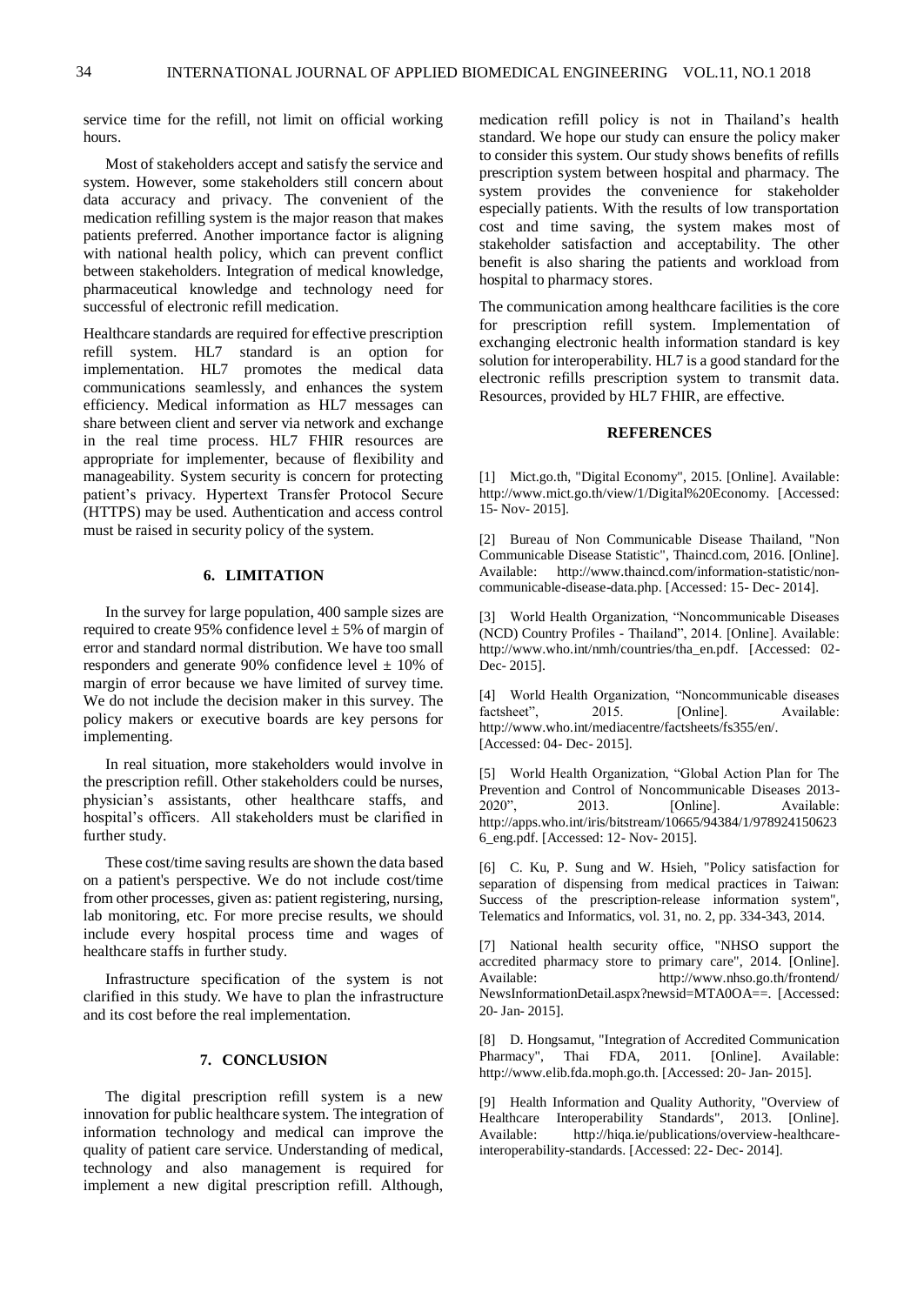service time for the refill, not limit on official working hours.

Most of stakeholders accept and satisfy the service and system. However, some stakeholders still concern about data accuracy and privacy. The convenient of the medication refilling system is the major reason that makes patients preferred. Another importance factor is aligning with national health policy, which can prevent conflict between stakeholders. Integration of medical knowledge, pharmaceutical knowledge and technology need for successful of electronic refill medication.

Healthcare standards are required for effective prescription refill system. HL7 standard is an option for implementation. HL7 promotes the medical data communications seamlessly, and enhances the system efficiency. Medical information as HL7 messages can share between client and server via network and exchange in the real time process. HL7 FHIR resources are appropriate for implementer, because of flexibility and manageability. System security is concern for protecting patient's privacy. Hypertext Transfer Protocol Secure (HTTPS) may be used. Authentication and access control must be raised in security policy of the system.

## 6. LIMITATION

In the survey for large population, 400 sample sizes are required to create 95% confidence level ± 5% of margin of error and standard normal distribution. We have too small responders and generate 90% confidence level ± 10% of margin of error because we have limited of survey time. We do not include the decision maker in this survey. The policy makers or executive boards are key persons for implementing.

In real situation, more stakeholders would involve in the prescription refill. Other stakeholders could be nurses, physician's assistants, other healthcare staffs, and hospital's officers. All stakeholders must be clarified in further study.

These cost/time saving results are shown the data based on a patient's perspective. We do not include cost/time from other processes, given as: patient registering, nursing, lab monitoring, etc. For more precise results, we should include every hospital process time and wages of healthcare staffs in further study.

Infrastructure specification of the system is not clarified in this study. We have to plan the infrastructure and its cost before the real implementation.

## 7. CONCLUSION

The digital prescription refill system is a new innovation for public healthcare system. The integration of information technology and medical can improve the quality of patient care service. Understanding of medical, technology and also management is required for implement a new digital prescription refill. Although, medication refill policy is not in Thailand's health standard. We hope our study can ensure the policy maker to consider this system. Our study shows benefits of refills prescription system between hospital and pharmacy. The system provides the convenience for stakeholder especially patients. With the results of low transportation cost and time saving, the system makes most of stakeholder satisfaction and acceptability. The other benefit is also sharing the patients and workload from hospital to pharmacy stores.

The communication among healthcare facilities is the core for prescription refill system. Implementation of exchanging electronic health information standard is key solution for interoperability. HL7 is a good standard for the electronic refills prescription system to transmit data. Resources, provided by HL7 FHIR, are effective.

## REFERENCES

[1] Mict.go.th, "Digital Economy", 2015. [Online]. Available: http://www.mict.go.th/view/1/Digital%20Economy. [Accessed: 15- Nov- 2015].

[2] Bureau of Non Communicable Disease Thailand, "Non Communicable Disease Statistic", Thaincd.com, 2016. [Online]. Available: http://www.thaincd.com/information-statistic/non-communicable-disease-data.php. [Accessed: 15- Dec- 2014].

[3] World Health Organization, "Noncommunicable Diseases (NCD) Country Profiles - Thailand", 2014. [Online]. Available: http://www.who.int/nmh/countries/tha_en.pdf. [Accessed: 02- Dec- 2015].

[4] World Health Organization, "Noncommunicable diseases factsheet", 2015. [Online]. Available: http://www.who.int/mediacentre/factsheets/fs355/en/. [Accessed: 04- Dec- 2015].

[5] World Health Organization, "Global Action Plan for The Prevention and Control of Noncommunicable Diseases 2013-2020", 2013. [Online]. Available: http://apps.who.int/iris/bitstream/10665/94384/1/9789241506236_eng.pdf. [Accessed: 12- Nov- 2015].

[6] C. Ku, P. Sung and W. Hsieh, "Policy satisfaction for separation of dispensing from medical practices in Taiwan: Success of the prescription-release information system", Telematics and Informatics, vol. 31, no. 2, pp. 334-343, 2014.

[7] National health security office, "NHSO support the accredited pharmacy store to primary care", 2014. [Online]. Available: http://www.nhso.go.th/frontend/NewsInformationDetail.aspx?newsid=MTA0OA==. [Accessed: 20- Jan- 2015].

[8] D. Hongsamut, "Integration of Accredited Communication Pharmacy", Thai FDA, 2011. [Online]. Available: http://www.elib.fda.moph.go.th. [Accessed: 20- Jan- 2015].

[9] Health Information and Quality Authority, "Overview of Healthcare Interoperability Standards", 2013. [Online]. Available: http://hiqa.ie/publications/overview-healthcare-interoperability-standards. [Accessed: 22- Dec- 2014].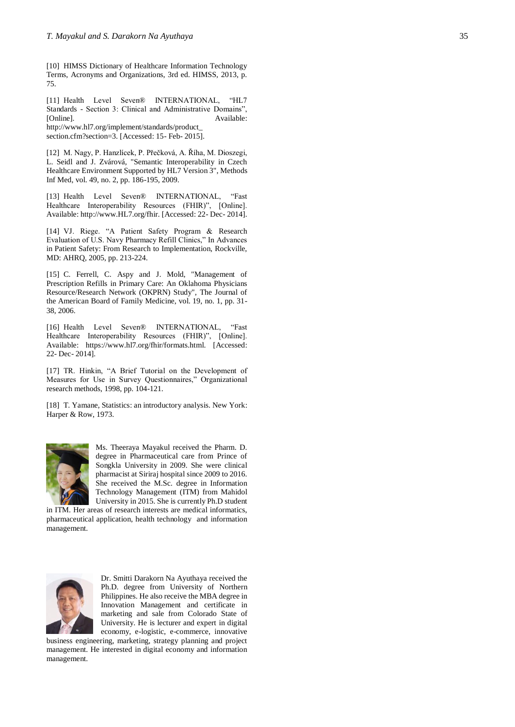[10] HIMSS Dictionary of Healthcare Information Technology Terms, Acronyms and Organizations, 3rd ed. HIMSS, 2013, p. 75.

[11] Health Level Seven® INTERNATIONAL, "HL7 Standards - Section 3: Clinical and Administrative Domains", [Online]. Available: http://www.hl7.org/implement/standards/product_section.cfm?section=3. [Accessed: 15- Feb- 2015].

[12] M. Nagy, P. Hanzlícek, P. Přečková, A. Říha, M. Dioszegi, L. Seidl and J. Zvárová, "Semantic Interoperability in Czech Healthcare Environment Supported by HL7 Version 3", Methods Inf Med, vol. 49, no. 2, pp. 186-195, 2009.

[13] Health Level Seven® INTERNATIONAL, "Fast Healthcare Interoperability Resources (FHIR)", [Online]. Available: http://www.HL7.org/fhir. [Accessed: 22- Dec- 2014].

[14] VJ. Riege. "A Patient Safety Program & Research Evaluation of U.S. Navy Pharmacy Refill Clinics," In Advances in Patient Safety: From Research to Implementation, Rockville, MD: AHRQ, 2005, pp. 213-224.

[15] C. Ferrell, C. Aspy and J. Mold, "Management of Prescription Refills in Primary Care: An Oklahoma Physicians Resource/Research Network (OKPRN) Study", The Journal of the American Board of Family Medicine, vol. 19, no. 1, pp. 31-38, 2006.

[16] Health Level Seven® INTERNATIONAL, "Fast Healthcare Interoperability Resources (FHIR)", [Online]. Available: https://www.hl7.org/fhir/formats.html. [Accessed: 22- Dec- 2014].

[17] TR. Hinkin, "A Brief Tutorial on the Development of Measures for Use in Survey Questionnaires," Organizational research methods, 1998, pp. 104-121.

[18] T. Yamane, Statistics: an introductory analysis. New York: Harper & Row, 1973.

Ms. Theeraya Mayakul received the Pharm. D. degree in Pharmaceutical care from Prince of Songkla University in 2009. She were clinical pharmacist at Siriraj hospital since 2009 to 2016. She received the M.Sc. degree in Information Technology Management (ITM) from Mahidol University in 2015. She is currently Ph.D student in ITM. Her areas of research interests are medical informatics, pharmaceutical application, health technology and information management.

Dr. Smitti Darakorn Na Ayuthaya received the Ph.D. degree from University of Northern Philippines. He also receive the MBA degree in Innovation Management and certificate in marketing and sale from Colorado State of University. He is lecturer and expert in digital economy, e-logistic, e-commerce, innovative business engineering, marketing, strategy planning and project management. He interested in digital economy and information management.